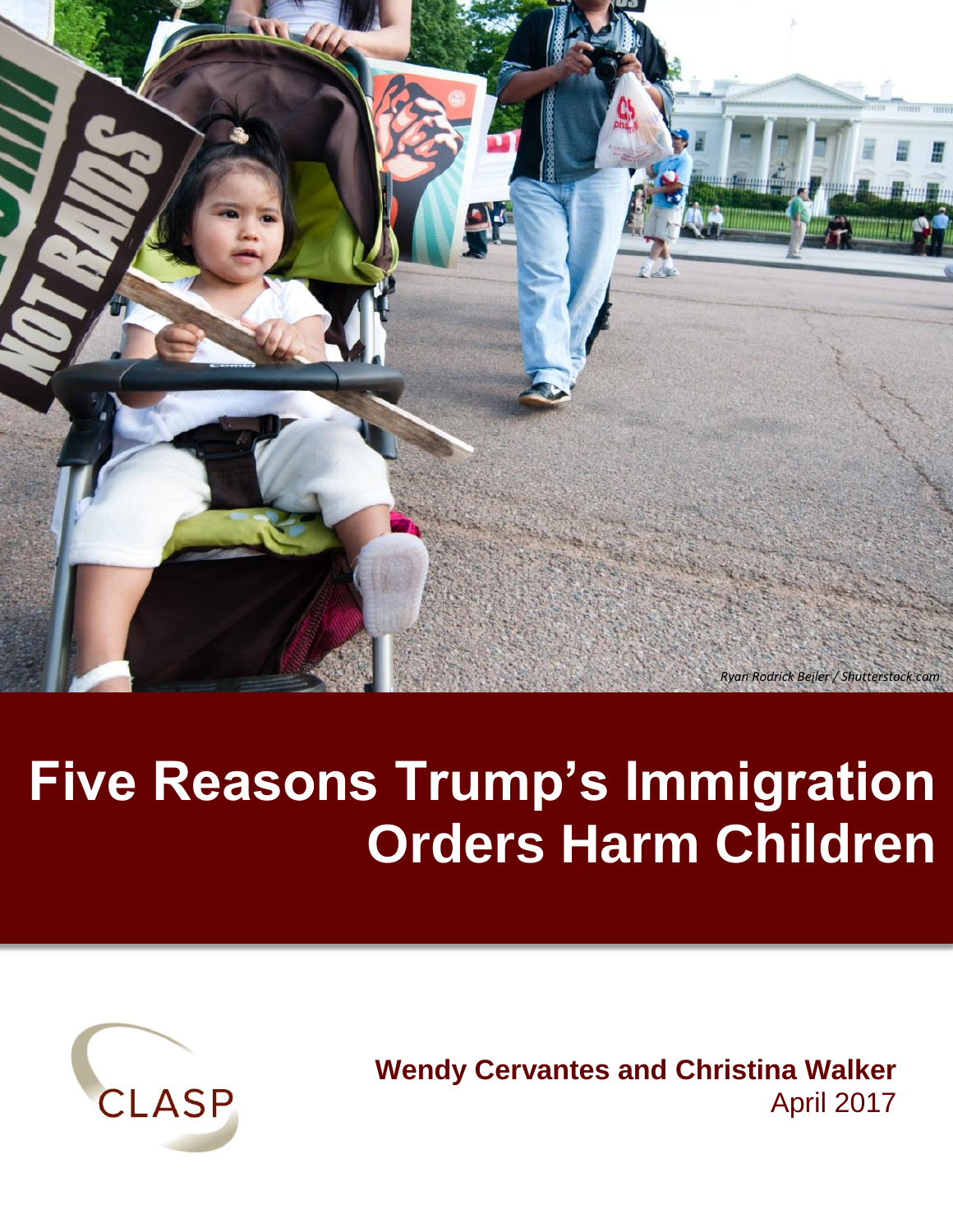Ryan Rodrick Beiler / Shutterstock.com

# Five Reasons Trump's Immigration Orders Harm Children

CLASP

**Wendy Cervantes and Christina Walker**
April 2017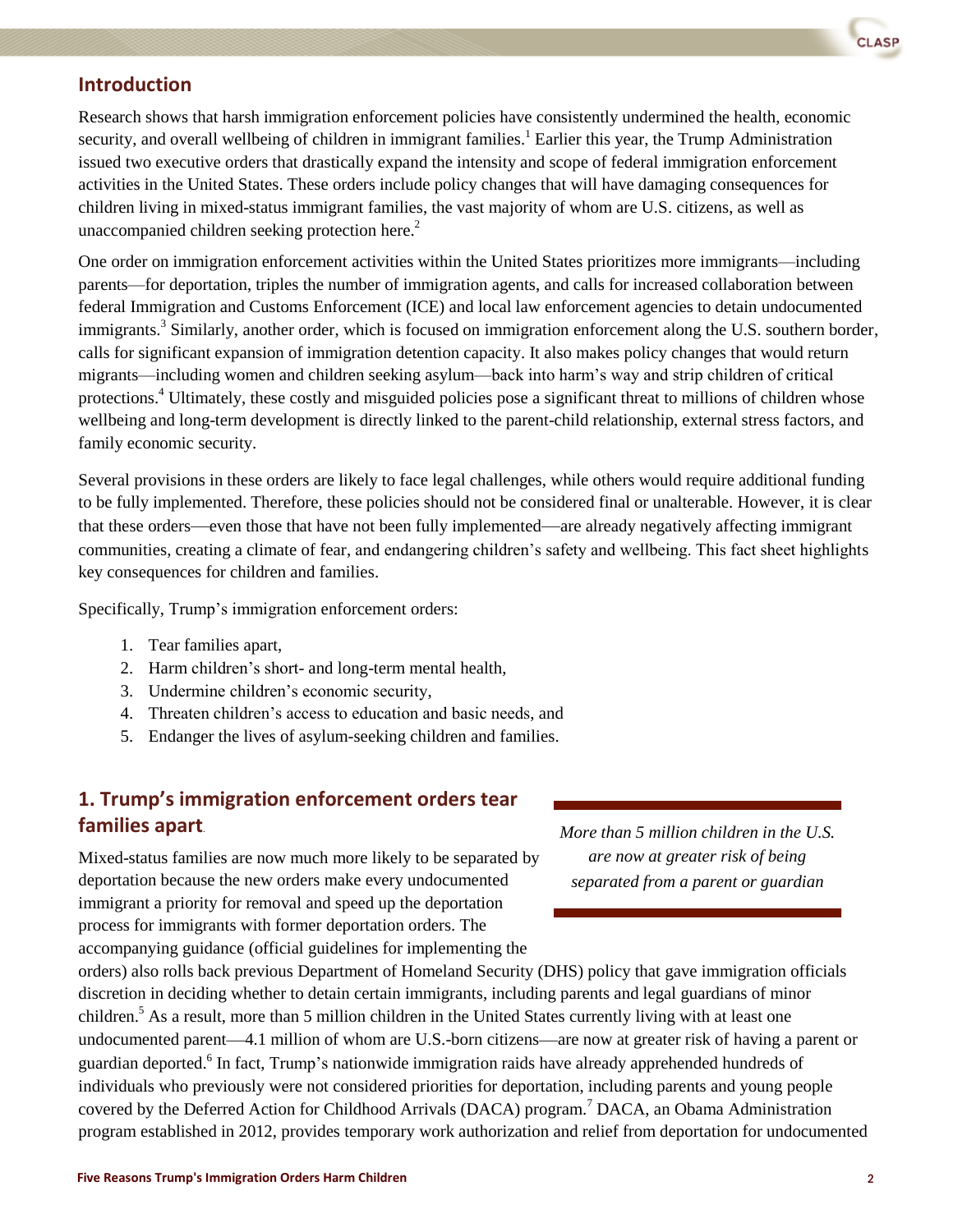## Introduction

Research shows that harsh immigration enforcement policies have consistently undermined the health, economic security, and overall wellbeing of children in immigrant families.[1] Earlier this year, the Trump Administration issued two executive orders that drastically expand the intensity and scope of federal immigration enforcement activities in the United States. These orders include policy changes that will have damaging consequences for children living in mixed-status immigrant families, the vast majority of whom are U.S. citizens, as well as unaccompanied children seeking protection here.[2]

One order on immigration enforcement activities within the United States prioritizes more immigrants—including parents—for deportation, triples the number of immigration agents, and calls for increased collaboration between federal Immigration and Customs Enforcement (ICE) and local law enforcement agencies to detain undocumented immigrants.[3] Similarly, another order, which is focused on immigration enforcement along the U.S. southern border, calls for significant expansion of immigration detention capacity. It also makes policy changes that would return migrants—including women and children seeking asylum—back into harm's way and strip children of critical protections.[4] Ultimately, these costly and misguided policies pose a significant threat to millions of children whose wellbeing and long-term development is directly linked to the parent-child relationship, external stress factors, and family economic security.

Several provisions in these orders are likely to face legal challenges, while others would require additional funding to be fully implemented. Therefore, these policies should not be considered final or unalterable. However, it is clear that these orders—even those that have not been fully implemented—are already negatively affecting immigrant communities, creating a climate of fear, and endangering children's safety and wellbeing. This fact sheet highlights key consequences for children and families.

Specifically, Trump's immigration enforcement orders:

1. Tear families apart,
2. Harm children's short- and long-term mental health,
3. Undermine children's economic security,
4. Threaten children's access to education and basic needs, and
5. Endanger the lives of asylum-seeking children and families.

## 1. Trump's immigration enforcement orders tear families apart.

*More than 5 million children in the U.S. are now at greater risk of being separated from a parent or guardian*

Mixed-status families are now much more likely to be separated by deportation because the new orders make every undocumented immigrant a priority for removal and speed up the deportation process for immigrants with former deportation orders. The accompanying guidance (official guidelines for implementing the orders) also rolls back previous Department of Homeland Security (DHS) policy that gave immigration officials discretion in deciding whether to detain certain immigrants, including parents and legal guardians of minor children.[5] As a result, more than 5 million children in the United States currently living with at least one undocumented parent—4.1 million of whom are U.S.-born citizens—are now at greater risk of having a parent or guardian deported.[6] In fact, Trump's nationwide immigration raids have already apprehended hundreds of individuals who previously were not considered priorities for deportation, including parents and young people covered by the Deferred Action for Childhood Arrivals (DACA) program.[7] DACA, an Obama Administration program established in 2012, provides temporary work authorization and relief from deportation for undocumented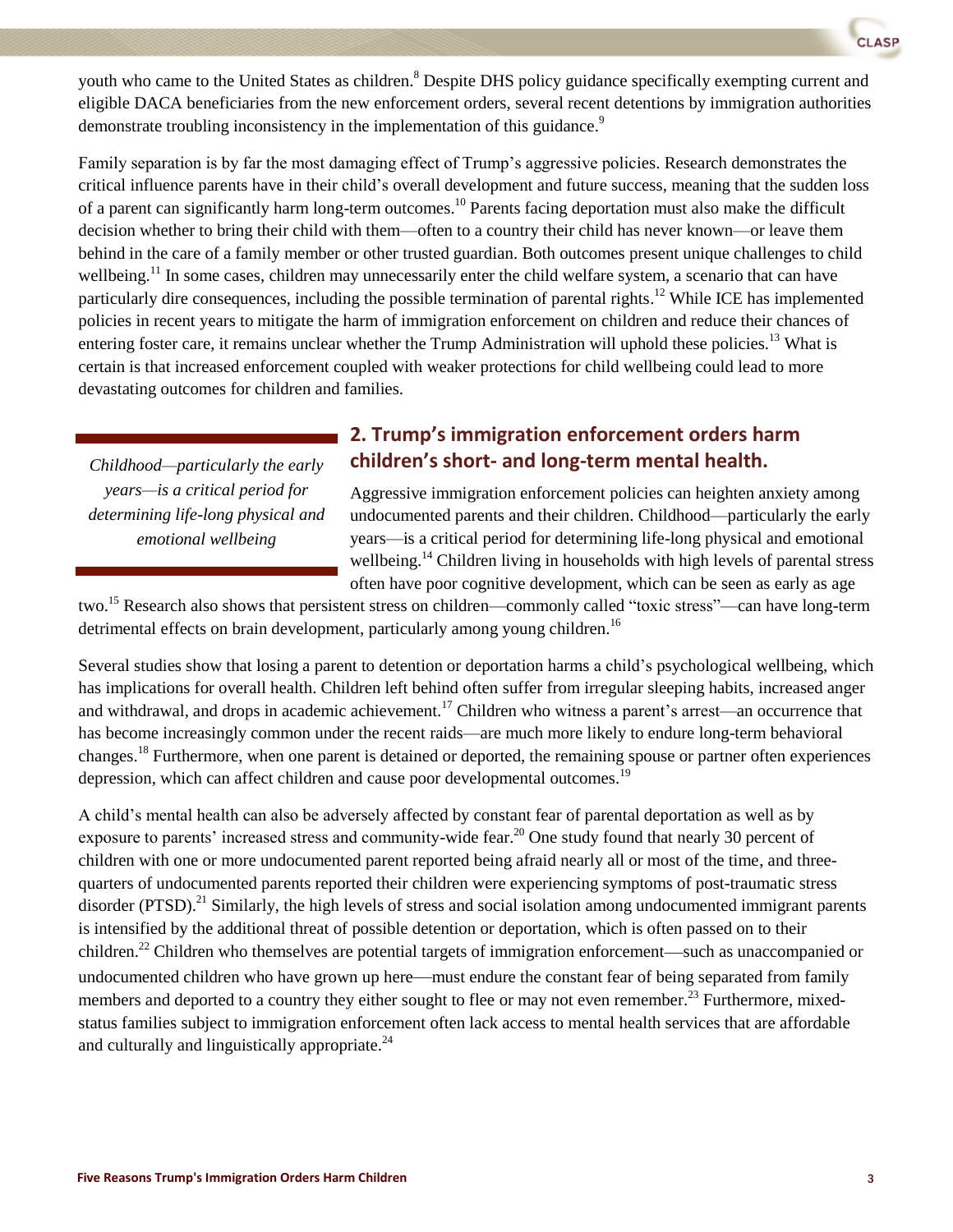youth who came to the United States as children.[8] Despite DHS policy guidance specifically exempting current and eligible DACA beneficiaries from the new enforcement orders, several recent detentions by immigration authorities demonstrate troubling inconsistency in the implementation of this guidance.[9]

Family separation is by far the most damaging effect of Trump's aggressive policies. Research demonstrates the critical influence parents have in their child's overall development and future success, meaning that the sudden loss of a parent can significantly harm long-term outcomes.[10] Parents facing deportation must also make the difficult decision whether to bring their child with them—often to a country their child has never known—or leave them behind in the care of a family member or other trusted guardian. Both outcomes present unique challenges to child wellbeing.[11] In some cases, children may unnecessarily enter the child welfare system, a scenario that can have particularly dire consequences, including the possible termination of parental rights.[12] While ICE has implemented policies in recent years to mitigate the harm of immigration enforcement on children and reduce their chances of entering foster care, it remains unclear whether the Trump Administration will uphold these policies.[13] What is certain is that increased enforcement coupled with weaker protections for child wellbeing could lead to more devastating outcomes for children and families.

## 2. Trump's immigration enforcement orders harm children's short- and long-term mental health.

*Childhood—particularly the early years—is a critical period for determining life-long physical and emotional wellbeing*

Aggressive immigration enforcement policies can heighten anxiety among undocumented parents and their children. Childhood—particularly the early years—is a critical period for determining life-long physical and emotional wellbeing.[14] Children living in households with high levels of parental stress often have poor cognitive development, which can be seen as early as age two.[15] Research also shows that persistent stress on children—commonly called "toxic stress"—can have long-term detrimental effects on brain development, particularly among young children.[16]

Several studies show that losing a parent to detention or deportation harms a child's psychological wellbeing, which has implications for overall health. Children left behind often suffer from irregular sleeping habits, increased anger and withdrawal, and drops in academic achievement.[17] Children who witness a parent's arrest—an occurrence that has become increasingly common under the recent raids—are much more likely to endure long-term behavioral changes.[18] Furthermore, when one parent is detained or deported, the remaining spouse or partner often experiences depression, which can affect children and cause poor developmental outcomes.[19]

A child's mental health can also be adversely affected by constant fear of parental deportation as well as by exposure to parents' increased stress and community-wide fear.[20] One study found that nearly 30 percent of children with one or more undocumented parent reported being afraid nearly all or most of the time, and three-quarters of undocumented parents reported their children were experiencing symptoms of post-traumatic stress disorder (PTSD).[21] Similarly, the high levels of stress and social isolation among undocumented immigrant parents is intensified by the additional threat of possible detention or deportation, which is often passed on to their children.[22] Children who themselves are potential targets of immigration enforcement—such as unaccompanied or undocumented children who have grown up here—must endure the constant fear of being separated from family members and deported to a country they either sought to flee or may not even remember.[23] Furthermore, mixed-status families subject to immigration enforcement often lack access to mental health services that are affordable and culturally and linguistically appropriate.[24]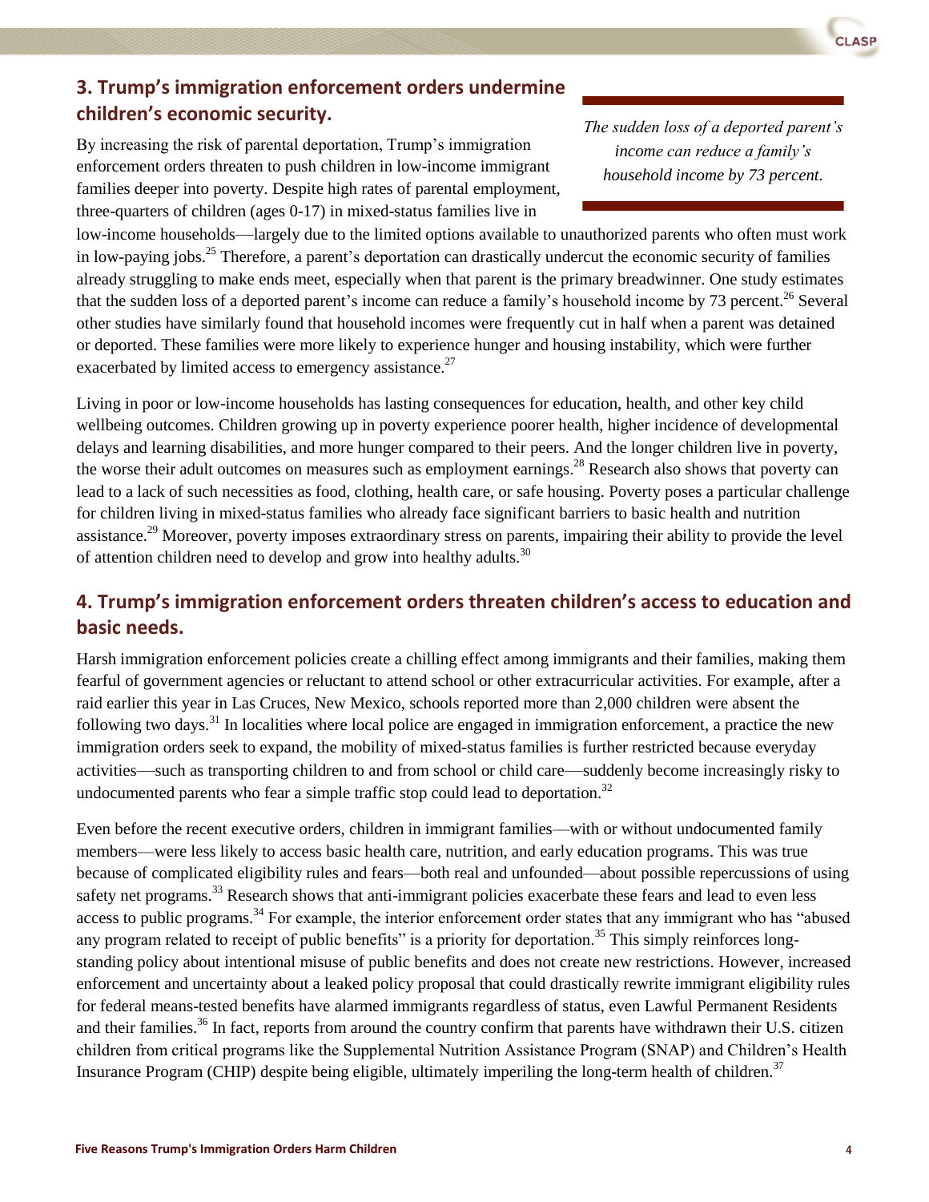## 3. Trump's immigration enforcement orders undermine children's economic security.

*The sudden loss of a deported parent's income can reduce a family's household income by 73 percent.*

By increasing the risk of parental deportation, Trump's immigration enforcement orders threaten to push children in low-income immigrant families deeper into poverty. Despite high rates of parental employment, three-quarters of children (ages 0-17) in mixed-status families live in low-income households—largely due to the limited options available to unauthorized parents who often must work in low-paying jobs.[25] Therefore, a parent's deportation can drastically undercut the economic security of families already struggling to make ends meet, especially when that parent is the primary breadwinner. One study estimates that the sudden loss of a deported parent's income can reduce a family's household income by 73 percent.[26] Several other studies have similarly found that household incomes were frequently cut in half when a parent was detained or deported. These families were more likely to experience hunger and housing instability, which were further exacerbated by limited access to emergency assistance.[27]

Living in poor or low-income households has lasting consequences for education, health, and other key child wellbeing outcomes. Children growing up in poverty experience poorer health, higher incidence of developmental delays and learning disabilities, and more hunger compared to their peers. And the longer children live in poverty, the worse their adult outcomes on measures such as employment earnings.[28] Research also shows that poverty can lead to a lack of such necessities as food, clothing, health care, or safe housing. Poverty poses a particular challenge for children living in mixed-status families who already face significant barriers to basic health and nutrition assistance.[29] Moreover, poverty imposes extraordinary stress on parents, impairing their ability to provide the level of attention children need to develop and grow into healthy adults.[30]

## 4. Trump's immigration enforcement orders threaten children's access to education and basic needs.

Harsh immigration enforcement policies create a chilling effect among immigrants and their families, making them fearful of government agencies or reluctant to attend school or other extracurricular activities. For example, after a raid earlier this year in Las Cruces, New Mexico, schools reported more than 2,000 children were absent the following two days.[31] In localities where local police are engaged in immigration enforcement, a practice the new immigration orders seek to expand, the mobility of mixed-status families is further restricted because everyday activities—such as transporting children to and from school or child care—suddenly become increasingly risky to undocumented parents who fear a simple traffic stop could lead to deportation.[32]

Even before the recent executive orders, children in immigrant families—with or without undocumented family members—were less likely to access basic health care, nutrition, and early education programs. This was true because of complicated eligibility rules and fears—both real and unfounded—about possible repercussions of using safety net programs.[33] Research shows that anti-immigrant policies exacerbate these fears and lead to even less access to public programs.[34] For example, the interior enforcement order states that any immigrant who has "abused any program related to receipt of public benefits" is a priority for deportation.[35] This simply reinforces long-standing policy about intentional misuse of public benefits and does not create new restrictions. However, increased enforcement and uncertainty about a leaked policy proposal that could drastically rewrite immigrant eligibility rules for federal means-tested benefits have alarmed immigrants regardless of status, even Lawful Permanent Residents and their families.[36] In fact, reports from around the country confirm that parents have withdrawn their U.S. citizen children from critical programs like the Supplemental Nutrition Assistance Program (SNAP) and Children's Health Insurance Program (CHIP) despite being eligible, ultimately imperiling the long-term health of children.[37]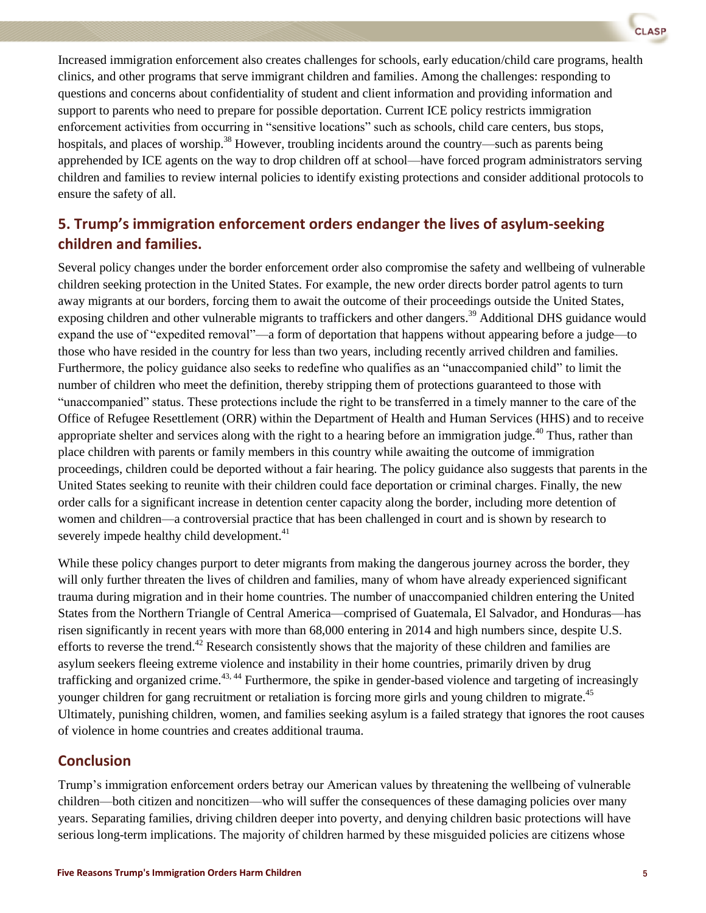Increased immigration enforcement also creates challenges for schools, early education/child care programs, health clinics, and other programs that serve immigrant children and families. Among the challenges: responding to questions and concerns about confidentiality of student and client information and providing information and support to parents who need to prepare for possible deportation. Current ICE policy restricts immigration enforcement activities from occurring in "sensitive locations" such as schools, child care centers, bus stops, hospitals, and places of worship.[38] However, troubling incidents around the country—such as parents being apprehended by ICE agents on the way to drop children off at school—have forced program administrators serving children and families to review internal policies to identify existing protections and consider additional protocols to ensure the safety of all.

## 5. Trump's immigration enforcement orders endanger the lives of asylum-seeking children and families.

Several policy changes under the border enforcement order also compromise the safety and wellbeing of vulnerable children seeking protection in the United States. For example, the new order directs border patrol agents to turn away migrants at our borders, forcing them to await the outcome of their proceedings outside the United States, exposing children and other vulnerable migrants to traffickers and other dangers.[39] Additional DHS guidance would expand the use of "expedited removal"—a form of deportation that happens without appearing before a judge—to those who have resided in the country for less than two years, including recently arrived children and families. Furthermore, the policy guidance also seeks to redefine who qualifies as an "unaccompanied child" to limit the number of children who meet the definition, thereby stripping them of protections guaranteed to those with "unaccompanied" status. These protections include the right to be transferred in a timely manner to the care of the Office of Refugee Resettlement (ORR) within the Department of Health and Human Services (HHS) and to receive appropriate shelter and services along with the right to a hearing before an immigration judge.[40] Thus, rather than place children with parents or family members in this country while awaiting the outcome of immigration proceedings, children could be deported without a fair hearing. The policy guidance also suggests that parents in the United States seeking to reunite with their children could face deportation or criminal charges. Finally, the new order calls for a significant increase in detention center capacity along the border, including more detention of women and children—a controversial practice that has been challenged in court and is shown by research to severely impede healthy child development.[41]

While these policy changes purport to deter migrants from making the dangerous journey across the border, they will only further threaten the lives of children and families, many of whom have already experienced significant trauma during migration and in their home countries. The number of unaccompanied children entering the United States from the Northern Triangle of Central America—comprised of Guatemala, El Salvador, and Honduras—has risen significantly in recent years with more than 68,000 entering in 2014 and high numbers since, despite U.S. efforts to reverse the trend.[42] Research consistently shows that the majority of these children and families are asylum seekers fleeing extreme violence and instability in their home countries, primarily driven by drug trafficking and organized crime.[43, 44] Furthermore, the spike in gender-based violence and targeting of increasingly younger children for gang recruitment or retaliation is forcing more girls and young children to migrate.[45] Ultimately, punishing children, women, and families seeking asylum is a failed strategy that ignores the root causes of violence in home countries and creates additional trauma.

## Conclusion

Trump's immigration enforcement orders betray our American values by threatening the wellbeing of vulnerable children—both citizen and noncitizen—who will suffer the consequences of these damaging policies over many years. Separating families, driving children deeper into poverty, and denying children basic protections will have serious long-term implications. The majority of children harmed by these misguided policies are citizens whose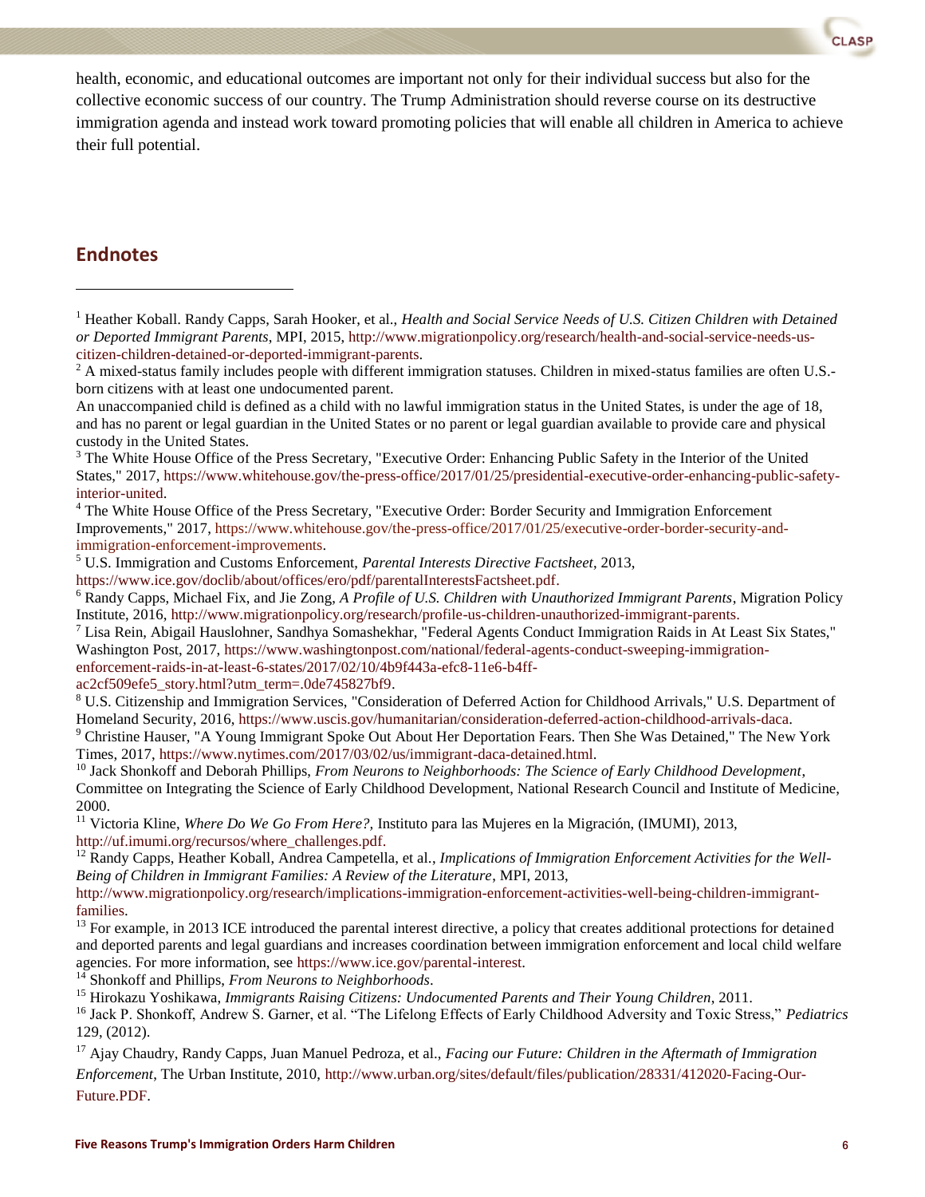health, economic, and educational outcomes are important not only for their individual success but also for the collective economic success of our country. The Trump Administration should reverse course on its destructive immigration agenda and instead work toward promoting policies that will enable all children in America to achieve their full potential.

## Endnotes

[1] Heather Koball. Randy Capps, Sarah Hooker, et al., *Health and Social Service Needs of U.S. Citizen Children with Detained or Deported Immigrant Parents*, MPI, 2015, http://www.migrationpolicy.org/research/health-and-social-service-needs-us-citizen-children-detained-or-deported-immigrant-parents.

[2] A mixed-status family includes people with different immigration statuses. Children in mixed-status families are often U.S.-born citizens with at least one undocumented parent.

An unaccompanied child is defined as a child with no lawful immigration status in the United States, is under the age of 18, and has no parent or legal guardian in the United States or no parent or legal guardian available to provide care and physical custody in the United States.

[3] The White House Office of the Press Secretary, "Executive Order: Enhancing Public Safety in the Interior of the United States," 2017, https://www.whitehouse.gov/the-press-office/2017/01/25/presidential-executive-order-enhancing-public-safety-interior-united.

[4] The White House Office of the Press Secretary, "Executive Order: Border Security and Immigration Enforcement Improvements," 2017, https://www.whitehouse.gov/the-press-office/2017/01/25/executive-order-border-security-and-immigration-enforcement-improvements.

[5] U.S. Immigration and Customs Enforcement, *Parental Interests Directive Factsheet*, 2013, https://www.ice.gov/doclib/about/offices/ero/pdf/parentalInterestsFactsheet.pdf.

[6] Randy Capps, Michael Fix, and Jie Zong, *A Profile of U.S. Children with Unauthorized Immigrant Parents*, Migration Policy Institute, 2016, http://www.migrationpolicy.org/research/profile-us-children-unauthorized-immigrant-parents.

[7] Lisa Rein, Abigail Hauslohner, Sandhya Somashekhar, "Federal Agents Conduct Immigration Raids in At Least Six States," Washington Post, 2017, https://www.washingtonpost.com/national/federal-agents-conduct-sweeping-immigration-enforcement-raids-in-at-least-6-states/2017/02/10/4b9f443a-efc8-11e6-b4ff-ac2cf509efe5_story.html?utm_term=.0de745827bf9.

[8] U.S. Citizenship and Immigration Services, "Consideration of Deferred Action for Childhood Arrivals," U.S. Department of Homeland Security, 2016, https://www.uscis.gov/humanitarian/consideration-deferred-action-childhood-arrivals-daca.

[9] Christine Hauser, "A Young Immigrant Spoke Out About Her Deportation Fears. Then She Was Detained," The New York Times, 2017, https://www.nytimes.com/2017/03/02/us/immigrant-daca-detained.html.

[10] Jack Shonkoff and Deborah Phillips, *From Neurons to Neighborhoods: The Science of Early Childhood Development*, Committee on Integrating the Science of Early Childhood Development, National Research Council and Institute of Medicine, 2000.

[11] Victoria Kline, *Where Do We Go From Here?*, Instituto para las Mujeres en la Migración, (IMUMI), 2013, http://uf.imumi.org/recursos/where_challenges.pdf.

[12] Randy Capps, Heather Koball, Andrea Campetella, et al., *Implications of Immigration Enforcement Activities for the Well-Being of Children in Immigrant Families: A Review of the Literature*, MPI, 2013, http://www.migrationpolicy.org/research/implications-immigration-enforcement-activities-well-being-children-immigrant-families.

[13] For example, in 2013 ICE introduced the parental interest directive, a policy that creates additional protections for detained and deported parents and legal guardians and increases coordination between immigration enforcement and local child welfare agencies. For more information, see https://www.ice.gov/parental-interest.

[14] Shonkoff and Phillips, *From Neurons to Neighborhoods*.

[15] Hirokazu Yoshikawa, *Immigrants Raising Citizens: Undocumented Parents and Their Young Children*, 2011.

[16] Jack P. Shonkoff, Andrew S. Garner, et al. "The Lifelong Effects of Early Childhood Adversity and Toxic Stress," *Pediatrics* 129, (2012).

[17] Ajay Chaudry, Randy Capps, Juan Manuel Pedroza, et al., *Facing our Future: Children in the Aftermath of Immigration Enforcement*, The Urban Institute, 2010, http://www.urban.org/sites/default/files/publication/28331/412020-Facing-Our-Future.PDF.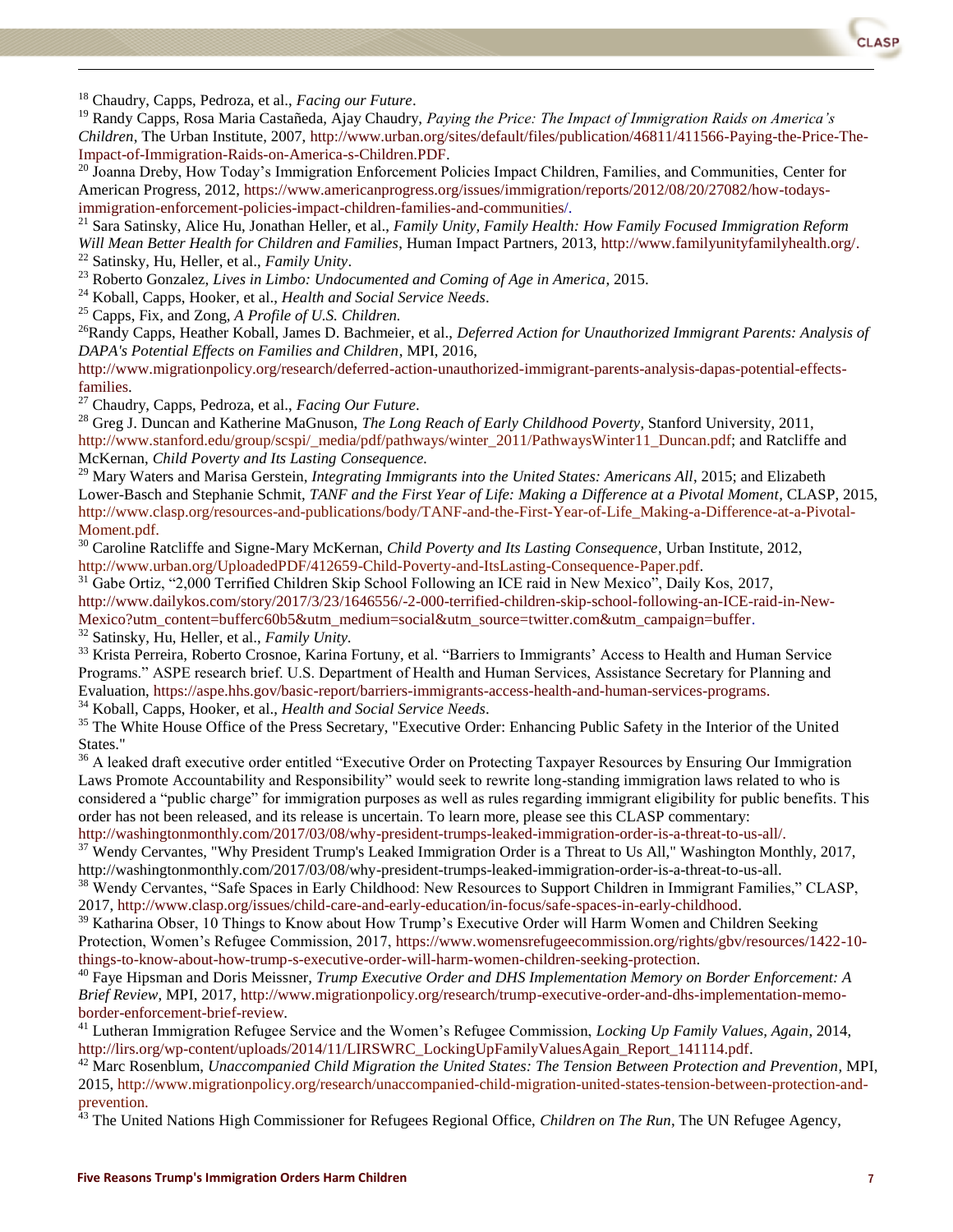[18] Chaudry, Capps, Pedroza, et al., *Facing our Future*.

[19] Randy Capps, Rosa Maria Castañeda, Ajay Chaudry, *Paying the Price: The Impact of Immigration Raids on America's Children*, The Urban Institute, 2007, http://www.urban.org/sites/default/files/publication/46811/411566-Paying-the-Price-The-Impact-of-Immigration-Raids-on-America-s-Children.PDF.

[20] Joanna Dreby, How Today's Immigration Enforcement Policies Impact Children, Families, and Communities, Center for American Progress, 2012, https://www.americanprogress.org/issues/immigration/reports/2012/08/20/27082/how-todays-immigration-enforcement-policies-impact-children-families-and-communities/.

[21] Sara Satinsky, Alice Hu, Jonathan Heller, et al., *Family Unity, Family Health: How Family Focused Immigration Reform Will Mean Better Health for Children and Families*, Human Impact Partners, 2013, http://www.familyunityfamilyhealth.org/.

[22] Satinsky, Hu, Heller, et al., *Family Unity*.

[23] Roberto Gonzalez, *Lives in Limbo: Undocumented and Coming of Age in America*, 2015.

[24] Koball, Capps, Hooker, et al., *Health and Social Service Needs*.

[25] Capps, Fix, and Zong, *A Profile of U.S. Children.*

[26] Randy Capps, Heather Koball, James D. Bachmeier, et al., *Deferred Action for Unauthorized Immigrant Parents: Analysis of DAPA's Potential Effects on Families and Children*, MPI, 2016, http://www.migrationpolicy.org/research/deferred-action-unauthorized-immigrant-parents-analysis-dapas-potential-effects-families.

[27] Chaudry, Capps, Pedroza, et al., *Facing Our Future*.

[28] Greg J. Duncan and Katherine MaGnuson, *The Long Reach of Early Childhood Poverty*, Stanford University, 2011, http://www.stanford.edu/group/scspi/_media/pdf/pathways/winter_2011/PathwaysWinter11_Duncan.pdf; and Ratcliffe and McKernan, *Child Poverty and Its Lasting Consequence.*

[29] Mary Waters and Marisa Gerstein, *Integrating Immigrants into the United States: Americans All*, 2015; and Elizabeth Lower-Basch and Stephanie Schmit, *TANF and the First Year of Life: Making a Difference at a Pivotal Moment*, CLASP, 2015, http://www.clasp.org/resources-and-publications/body/TANF-and-the-First-Year-of-Life_Making-a-Difference-at-a-Pivotal-Moment.pdf.

[30] Caroline Ratcliffe and Signe-Mary McKernan, *Child Poverty and Its Lasting Consequence*, Urban Institute, 2012, http://www.urban.org/UploadedPDF/412659-Child-Poverty-and-ItsLasting-Consequence-Paper.pdf.

[31] Gabe Ortiz, "2,000 Terrified Children Skip School Following an ICE raid in New Mexico", Daily Kos, 2017, http://www.dailykos.com/story/2017/3/23/1646556/-2-000-terrified-children-skip-school-following-an-ICE-raid-in-New-Mexico?utm_content=bufferc60b5&utm_medium=social&utm_source=twitter.com&utm_campaign=buffer.

[32] Satinsky, Hu, Heller, et al., *Family Unity.*

[33] Krista Perreira, Roberto Crosnoe, Karina Fortuny, et al. "Barriers to Immigrants' Access to Health and Human Service Programs." ASPE research brief. U.S. Department of Health and Human Services, Assistance Secretary for Planning and Evaluation, https://aspe.hhs.gov/basic-report/barriers-immigrants-access-health-and-human-services-programs.

[34] Koball, Capps, Hooker, et al., *Health and Social Service Needs*.

[35] The White House Office of the Press Secretary, "Executive Order: Enhancing Public Safety in the Interior of the United States."

[36] A leaked draft executive order entitled "Executive Order on Protecting Taxpayer Resources by Ensuring Our Immigration Laws Promote Accountability and Responsibility" would seek to rewrite long-standing immigration laws related to who is considered a "public charge" for immigration purposes as well as rules regarding immigrant eligibility for public benefits. This order has not been released, and its release is uncertain. To learn more, please see this CLASP commentary: http://washingtonmonthly.com/2017/03/08/why-president-trumps-leaked-immigration-order-is-a-threat-to-us-all/.

[37] Wendy Cervantes, "Why President Trump's Leaked Immigration Order is a Threat to Us All," Washington Monthly, 2017, http://washingtonmonthly.com/2017/03/08/why-president-trumps-leaked-immigration-order-is-a-threat-to-us-all.

[38] Wendy Cervantes, "Safe Spaces in Early Childhood: New Resources to Support Children in Immigrant Families," CLASP, 2017, http://www.clasp.org/issues/child-care-and-early-education/in-focus/safe-spaces-in-early-childhood.

[39] Katharina Obser, 10 Things to Know about How Trump's Executive Order will Harm Women and Children Seeking Protection, Women's Refugee Commission, 2017, https://www.womensrefugeecommission.org/rights/gbv/resources/1422-10-things-to-know-about-how-trump-s-executive-order-will-harm-women-children-seeking-protection.

[40] Faye Hipsman and Doris Meissner, *Trump Executive Order and DHS Implementation Memory on Border Enforcement: A Brief Review*, MPI, 2017, http://www.migrationpolicy.org/research/trump-executive-order-and-dhs-implementation-memo-border-enforcement-brief-review.

[41] Lutheran Immigration Refugee Service and the Women's Refugee Commission, *Locking Up Family Values, Again*, 2014, http://lirs.org/wp-content/uploads/2014/11/LIRSWRC_LockingUpFamilyValuesAgain_Report_141114.pdf.

[42] Marc Rosenblum, *Unaccompanied Child Migration the United States: The Tension Between Protection and Prevention*, MPI, 2015, http://www.migrationpolicy.org/research/unaccompanied-child-migration-united-states-tension-between-protection-and-prevention.

[43] The United Nations High Commissioner for Refugees Regional Office, *Children on The Run*, The UN Refugee Agency,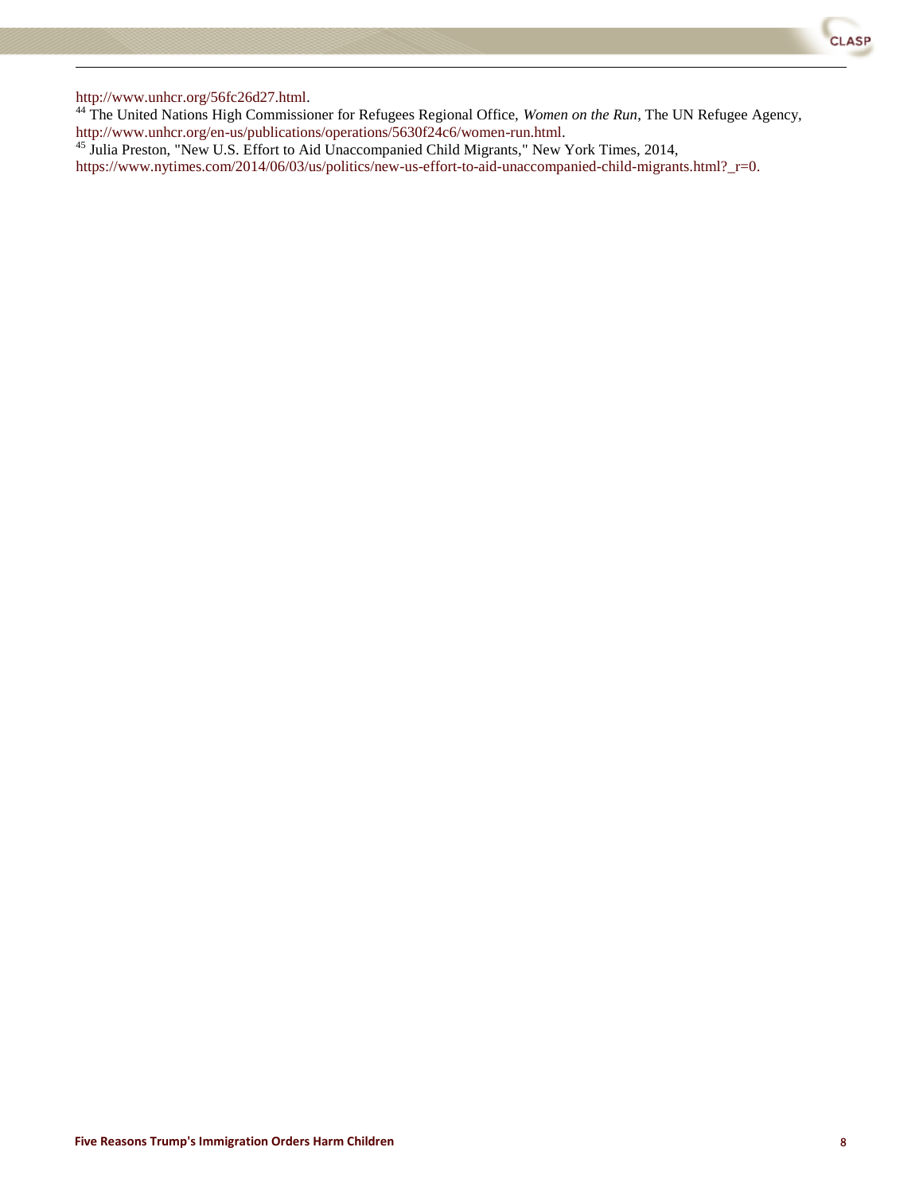http://www.unhcr.org/56fc26d27.html.

[44] The United Nations High Commissioner for Refugees Regional Office, *Women on the Run*, The UN Refugee Agency, http://www.unhcr.org/en-us/publications/operations/5630f24c6/women-run.html.

[45] Julia Preston, "New U.S. Effort to Aid Unaccompanied Child Migrants," New York Times, 2014, https://www.nytimes.com/2014/06/03/us/politics/new-us-effort-to-aid-unaccompanied-child-migrants.html?_r=0.